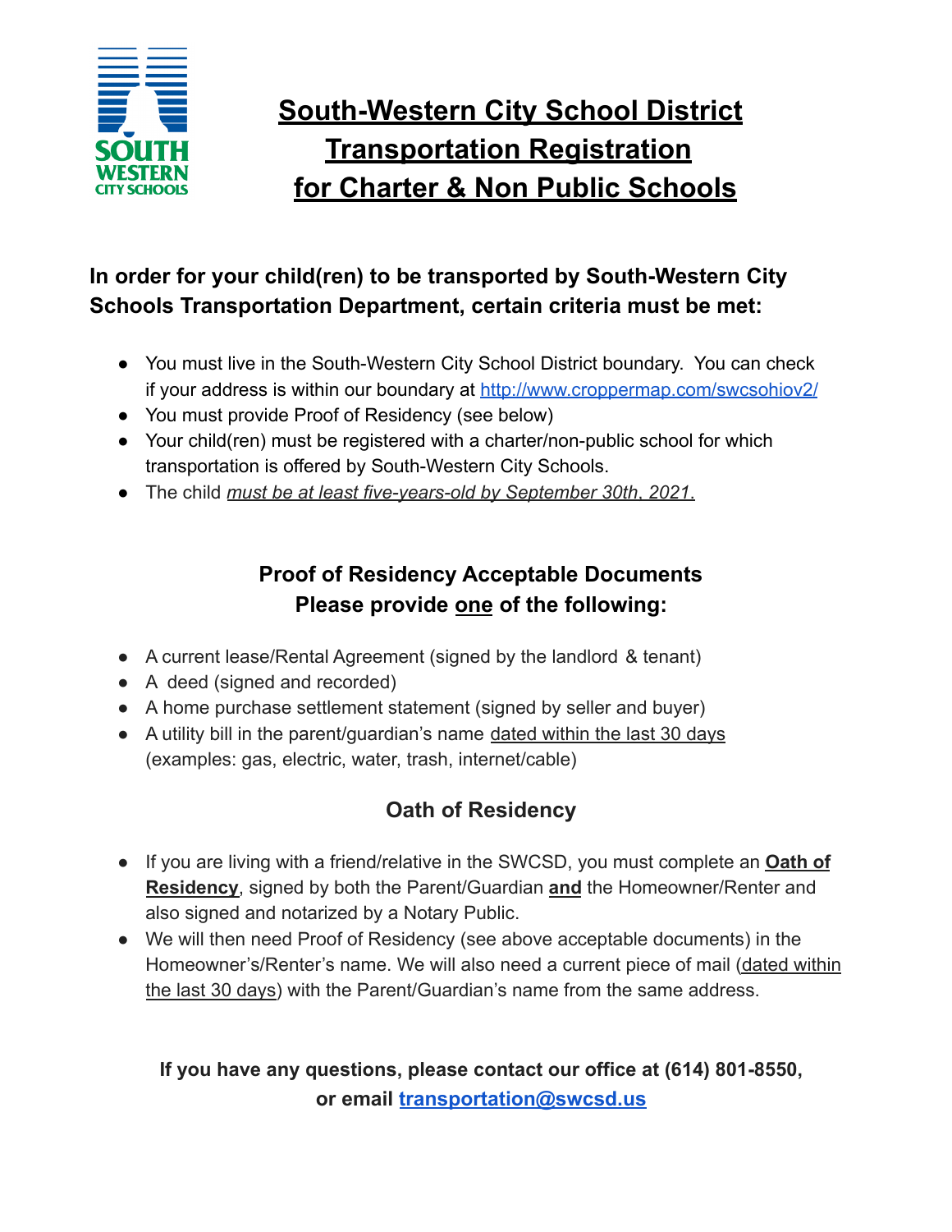# South-Western City School District Transportation Registration for Charter & Non Public Schools

**In order for your child(ren) to be transported by South-Western City Schools Transportation Department, certain criteria must be met:**

- You must live in the South-Western City School District boundary. You can check if your address is within our boundary at http://www.croppermap.com/swcsohiov2/
- You must provide Proof of Residency (see below)
- Your child(ren) must be registered with a charter/non-public school for which transportation is offered by South-Western City Schools.
- The child *must be at least five-years-old by September 30th, 2021.*

## Proof of Residency Acceptable Documents
## Please provide one of the following:

- A current lease/Rental Agreement (signed by the landlord & tenant)
- A deed (signed and recorded)
- A home purchase settlement statement (signed by seller and buyer)
- A utility bill in the parent/guardian's name dated within the last 30 days (examples: gas, electric, water, trash, internet/cable)

## Oath of Residency

- If you are living with a friend/relative in the SWCSD, you must complete an **Oath of Residency**, signed by both the Parent/Guardian **and** the Homeowner/Renter and also signed and notarized by a Notary Public.
- We will then need Proof of Residency (see above acceptable documents) in the Homeowner's/Renter's name. We will also need a current piece of mail (dated within the last 30 days) with the Parent/Guardian's name from the same address.

**If you have any questions, please contact our office at (614) 801-8550, or email transportation@swcsd.us**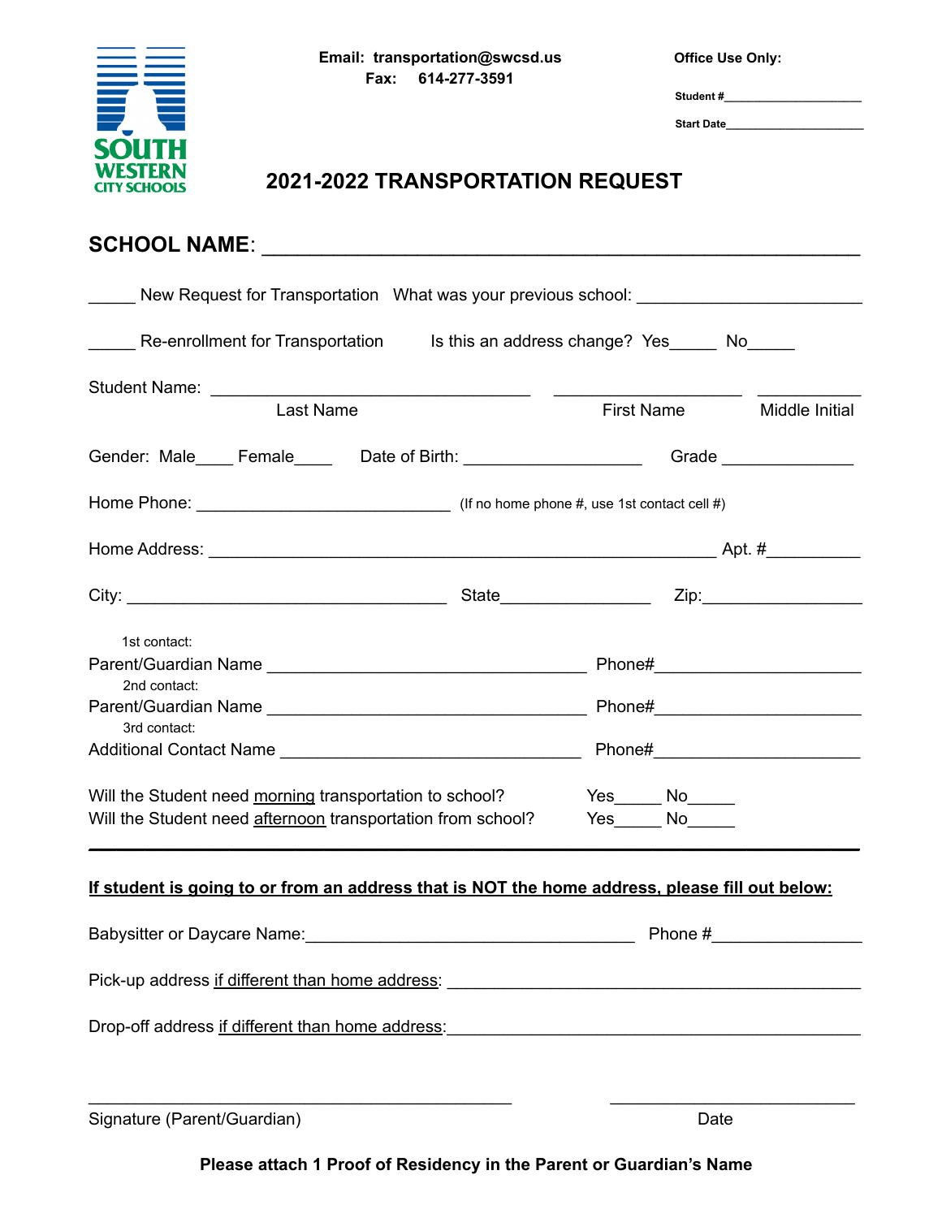SOUTH WESTERN CITY SCHOOLS

**Email: transportation@swcsd.us**
**Fax: 614-277-3591**

**Office Use Only:**

**Student #**_____________________

**Start Date**_____________________

## 2021-2022 TRANSPORTATION REQUEST

## SCHOOL NAME: ____________________________________________________

_____ New Request for Transportation What was your previous school: _______________________

_____ Re-enrollment for Transportation Is this an address change? Yes_____ No_____

Student Name: _________________________________ ___________________ __________
Last Name First Name Middle Initial

Gender: Male____ Female____ Date of Birth: __________________ Grade _____________

Home Phone: __________________________ (If no home phone #, use 1st contact cell #)

Home Address: ______________________________________________________ Apt. #__________

City: __________________________________ State________________ Zip:_________________

1st contact:
Parent/Guardian Name __________________________________ Phone#______________________

2nd contact:
Parent/Guardian Name __________________________________ Phone#______________________

3rd contact:
Additional Contact Name ________________________________ Phone#______________________

Will the Student need <u>morning</u> transportation to school? Yes_____ No_____
Will the Student need <u>afternoon</u> transportation from school? Yes_____ No_____

---

**<u>If student is going to or from an address that is NOT the home address, please fill out below:</u>**

Babysitter or Daycare Name:___________________________________ Phone #________________

Pick-up address <u>if different than home address</u>: _____________________________________________

Drop-off address <u>if different than home address</u>:_____________________________________________

_____________________________________________ ___________________________
Signature (Parent/Guardian) Date

**Please attach 1 Proof of Residency in the Parent or Guardian's Name**